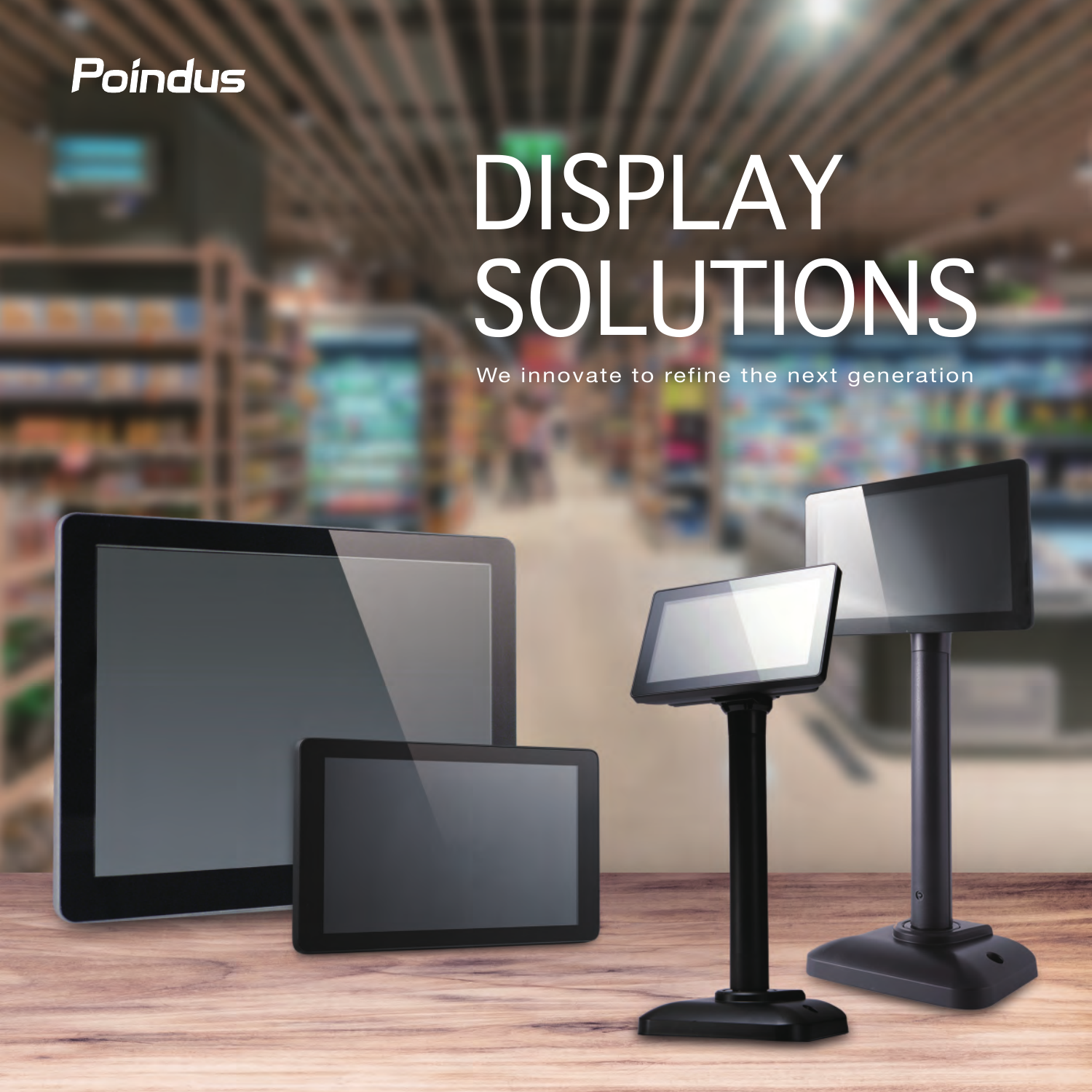Poindus

# DISPLAY SOLUTIONS

We innovate to refine the next generation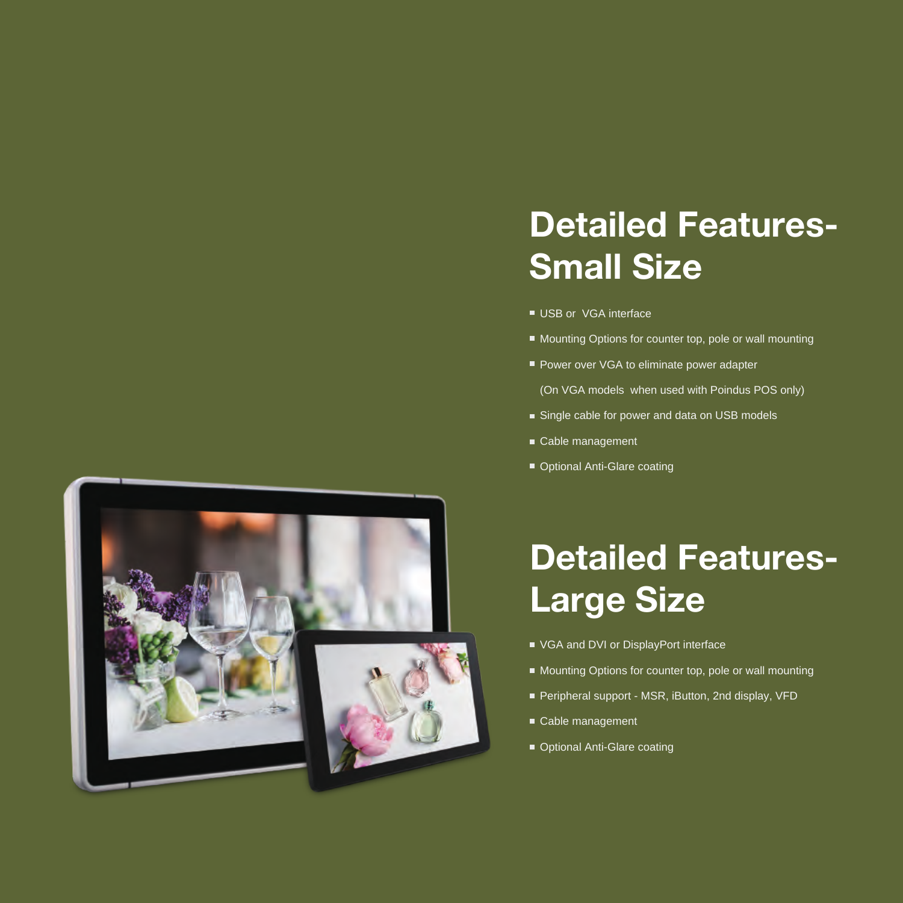# Detailed Features-Small Size

- USB or VGA interface
- Mounting Options for counter top, pole or wall mounting
- Power over VGA to eliminate power adapter
  (On VGA models when used with Poindus POS only)
- Single cable for power and data on USB models
- Cable management
- Optional Anti-Glare coating

# Detailed Features-Large Size

- VGA and DVI or DisplayPort interface
- Mounting Options for counter top, pole or wall mounting
- Peripheral support - MSR, iButton, 2nd display, VFD
- Cable management
- Optional Anti-Glare coating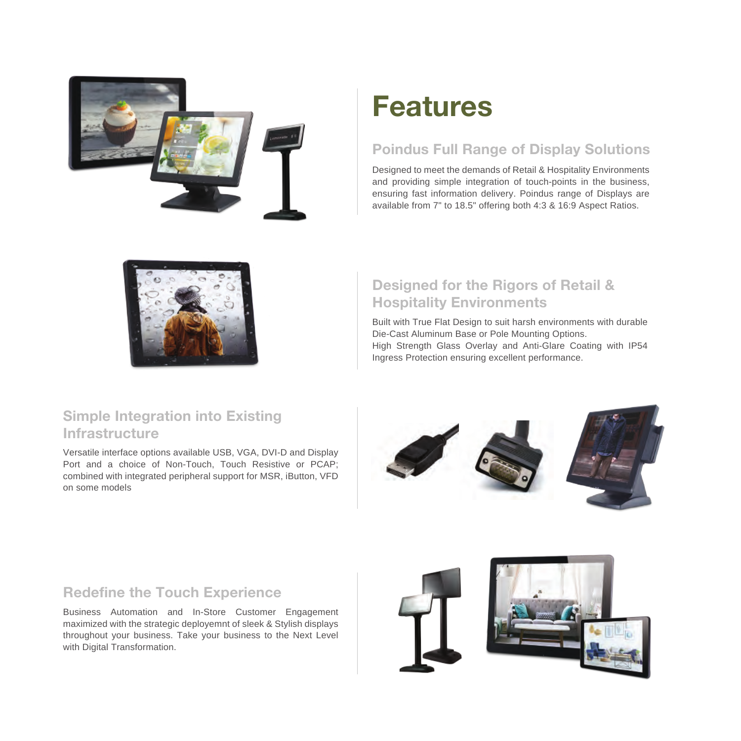# Features

## Poindus Full Range of Display Solutions

Designed to meet the demands of Retail & Hospitality Environments and providing simple integration of touch-points in the business, ensuring fast information delivery. Poindus range of Displays are available from 7" to 18.5" offering both 4:3 & 16:9 Aspect Ratios.

## Designed for the Rigors of Retail & Hospitality Environments

Built with True Flat Design to suit harsh environments with durable Die-Cast Aluminum Base or Pole Mounting Options.
High Strength Glass Overlay and Anti-Glare Coating with IP54 Ingress Protection ensuring excellent performance.

## Simple Integration into Existing Infrastructure

Versatile interface options available USB, VGA, DVI-D and Display Port and a choice of Non-Touch, Touch Resistive or PCAP; combined with integrated peripheral support for MSR, iButton, VFD on some models

## Redefine the Touch Experience

Business Automation and In-Store Customer Engagement maximized with the strategic deployeemnt of sleek & Stylish displays throughout your business. Take your business to the Next Level with Digital Transformation.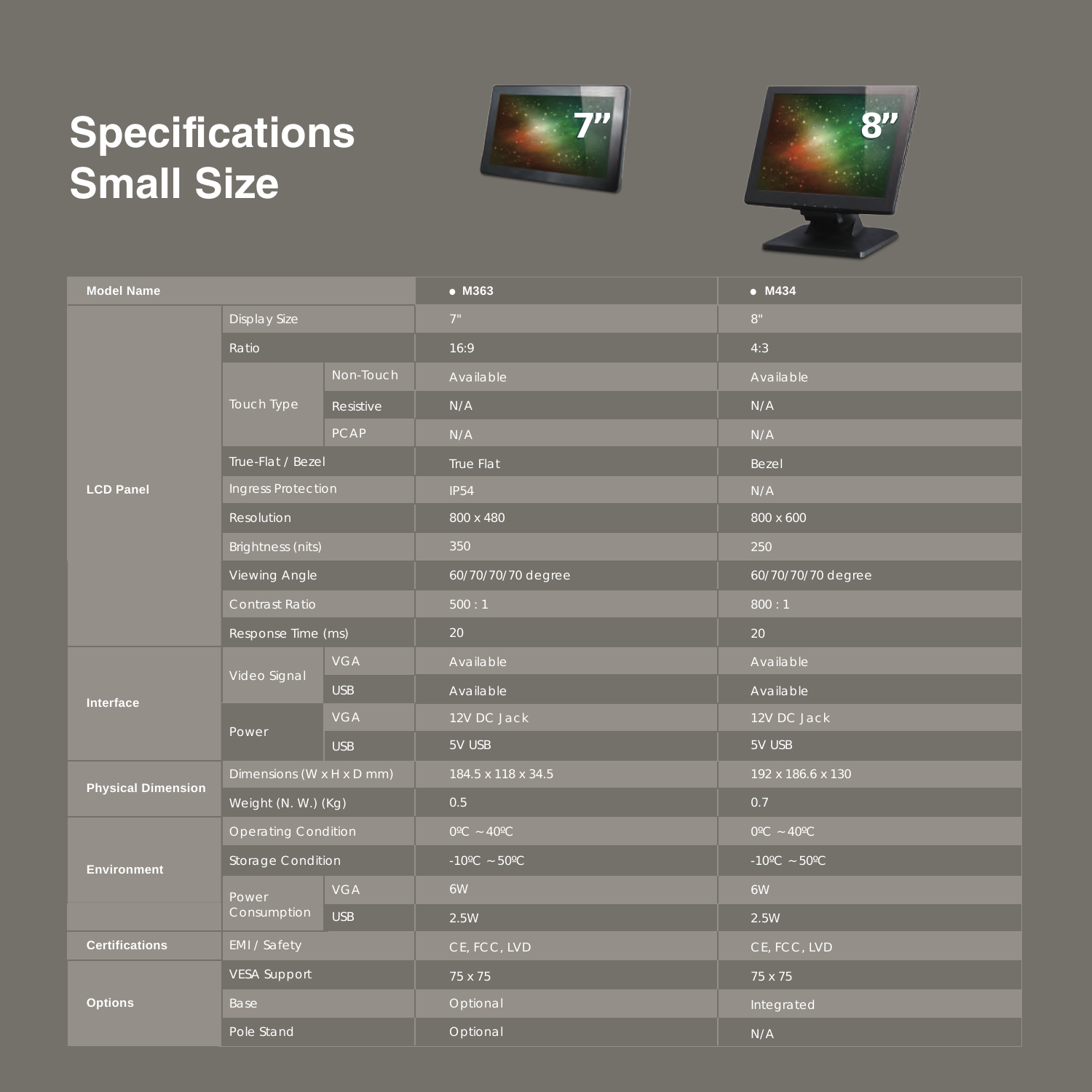# Specifications
# Small Size

| Model Name | | | M363 | M434 |
|---|---|---|---|---|
| LCD Panel | Display Size | | 7" | 8" |
| | Ratio | | 16:9 | 4:3 |
| | Touch Type | Non-Touch | Available | Available |
| | | Resistive | N/A | N/A |
| | | PCAP | N/A | N/A |
| | True-Flat / Bezel | | True Flat | Bezel |
| | Ingress Protection | | IP54 | N/A |
| | Resolution | | 800 x 480 | 800 x 600 |
| | Brightness (nits) | | 350 | 250 |
| | Viewing Angle | | 60/70/70/70 degree | 60/70/70/70 degree |
| | Contrast Ratio | | 500 : 1 | 800 : 1 |
| | Response Time (ms) | | 20 | 20 |
| Interface | Video Signal | VGA | Available | Available |
| | | USB | Available | Available |
| | Power | VGA | 12V DC Jack | 12V DC Jack |
| | | USB | 5V USB | 5V USB |
| Physical Dimension | Dimensions (W x H x D mm) | | 184.5 x 118 x 34.5 | 192 x 186.6 x 130 |
| | Weight (N. W.) (Kg) | | 0.5 | 0.7 |
| Environment | Operating Condition | | 0ºC ～40ºC | 0ºC ～40ºC |
| | Storage Condition | | -10ºC ～50ºC | -10ºC ～50ºC |
| | Power Consumption | VGA | 6W | 6W |
| | | USB | 2.5W | 2.5W |
| Certifications | EMI / Safety | | CE, FCC, LVD | CE, FCC, LVD |
| Options | VESA Support | | 75 x 75 | 75 x 75 |
| | Base | | Optional | Integrated |
| | Pole Stand | | Optional | N/A |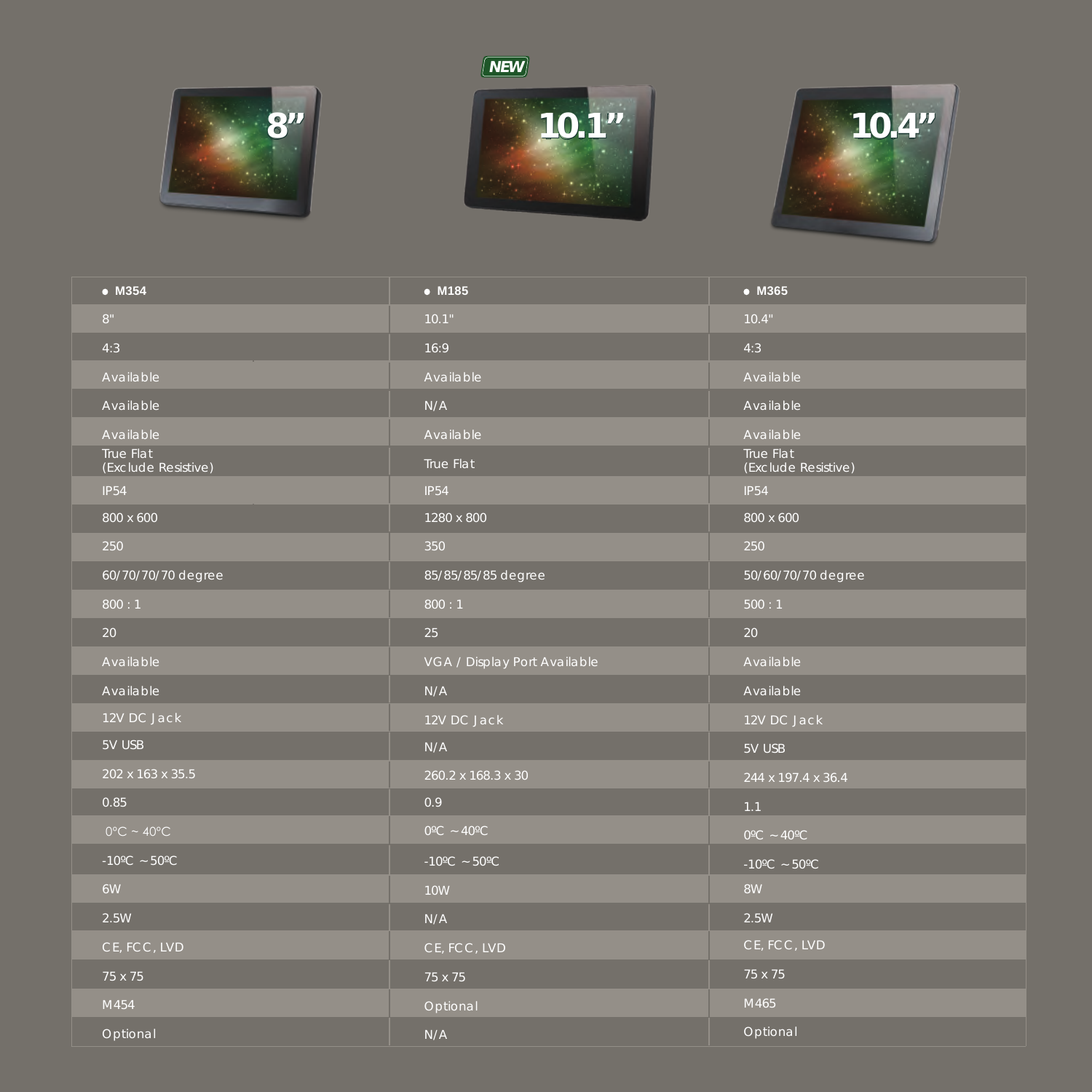NEW

8"

10.1"

10.4"

| • M354 | • M185 | • M365 |
|---|---|---|
| 8" | 10.1" | 10.4" |
| 4:3 | 16:9 | 4:3 |
| Available | Available | Available |
| Available | N/A | Available |
| Available | Available | Available |
| True Flat (Exclude Resistive) | True Flat | True Flat (Exclude Resistive) |
| IP54 | IP54 | IP54 |
| 800 x 600 | 1280 x 800 | 800 x 600 |
| 250 | 350 | 250 |
| 60/70/70/70 degree | 85/85/85/85 degree | 50/60/70/70 degree |
| 800 : 1 | 800 : 1 | 500 : 1 |
| 20 | 25 | 20 |
| Available | VGA / Display Port Available | Available |
| Available | N/A | Available |
| 12V DC Jack | 12V DC Jack | 12V DC Jack |
| 5V USB | N/A | 5V USB |
| 202 x 163 x 35.5 | 260.2 x 168.3 x 30 | 244 x 197.4 x 36.4 |
| 0.85 | 0.9 | 1.1 |
| 0°C ~ 40°C | 0ºC ~ 40ºC | 0ºC ~ 40ºC |
| -10ºC ~ 50ºC | -10ºC ~ 50ºC | -10ºC ~ 50ºC |
| 6W | 10W | 8W |
| 2.5W | N/A | 2.5W |
| CE, FCC, LVD | CE, FCC, LVD | CE, FCC, LVD |
| 75 x 75 | 75 x 75 | 75 x 75 |
| M454 | Optional | M465 |
| Optional | N/A | Optional |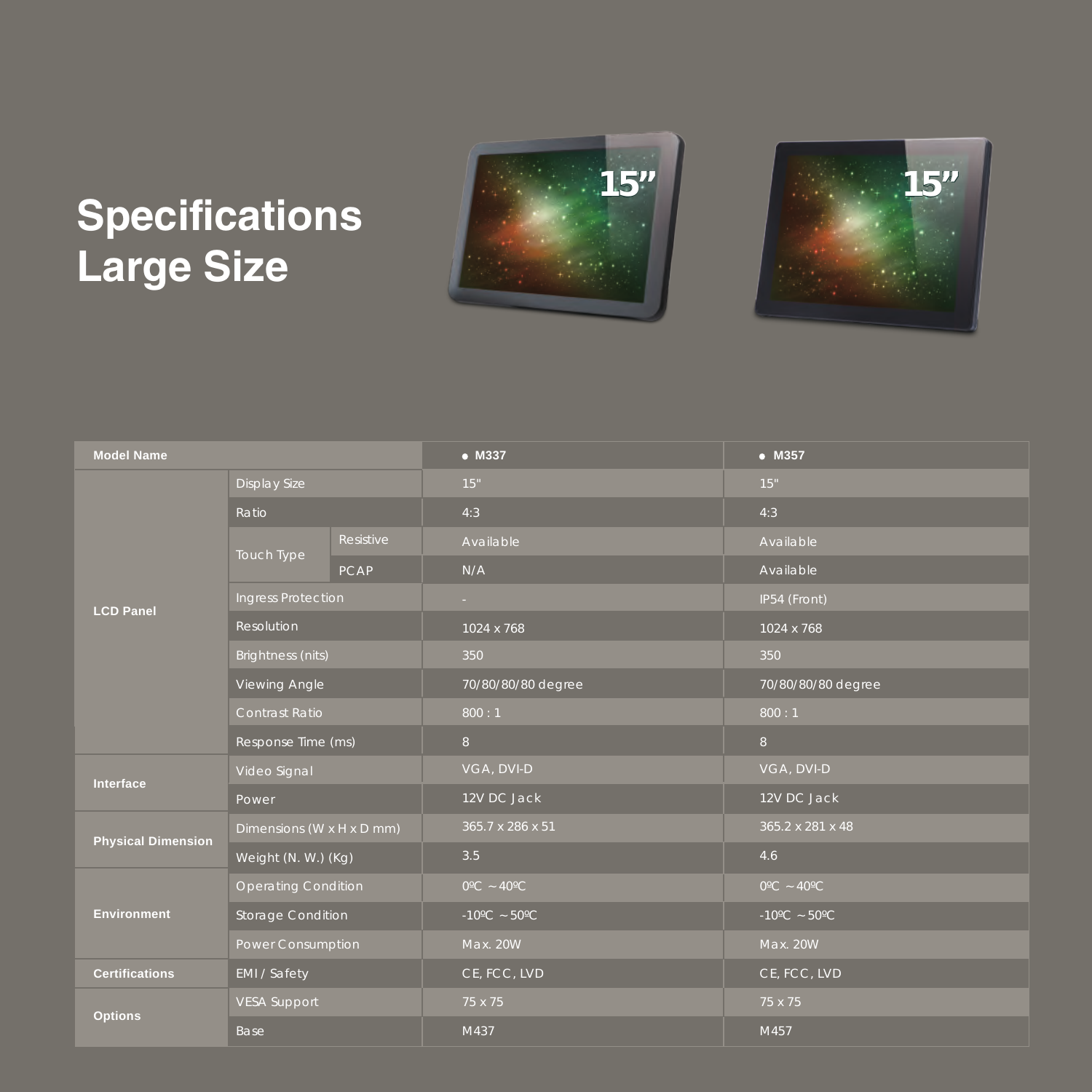# Specifications
# Large Size

15"

15"

| Model Name | | | ● M337 | ● M357 |
|---|---|---|---|---|
| LCD Panel | Display Size | | 15" | 15" |
| | Ratio | | 4:3 | 4:3 |
| | Touch Type | Resistive | Available | Available |
| | | PCAP | N/A | Available |
| | Ingress Protection | | - | IP54 (Front) |
| | Resolution | | 1024 x 768 | 1024 x 768 |
| | Brightness (nits) | | 350 | 350 |
| | Viewing Angle | | 70/80/80/80 degree | 70/80/80/80 degree |
| | Contrast Ratio | | 800 : 1 | 800 : 1 |
| | Response Time (ms) | | 8 | 8 |
| Interface | Video Signal | | VGA, DVI-D | VGA, DVI-D |
| | Power | | 12V DC Jack | 12V DC Jack |
| Physical Dimension | Dimensions (W x H x D mm) | | 365.7 x 286 x 51 | 365.2 x 281 x 48 |
| | Weight (N. W.) (Kg) | | 3.5 | 4.6 |
| Environment | Operating Condition | | 0ºC ~ 40ºC | 0ºC ~ 40ºC |
| | Storage Condition | | -10ºC ~ 50ºC | -10ºC ~ 50ºC |
| | Power Consumption | | Max. 20W | Max. 20W |
| Certifications | EMI / Safety | | CE, FCC, LVD | CE, FCC, LVD |
| Options | VESA Support | | 75 x 75 | 75 x 75 |
| | Base | | M437 | M457 |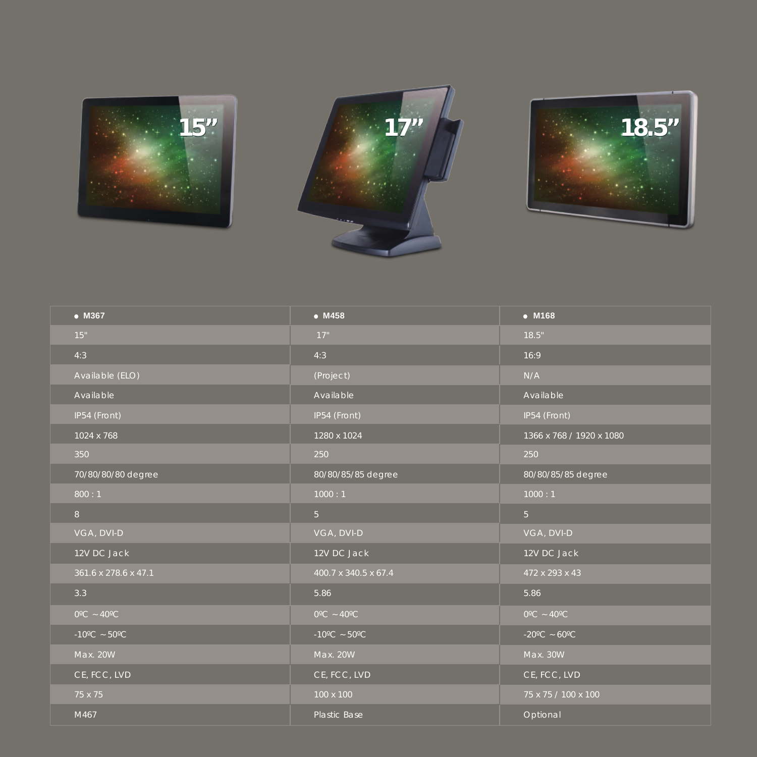15" 17" 18.5"

| • M367 | • M458 | • M168 |
|---|---|---|
| 15" | 17" | 18.5" |
| 4:3 | 4:3 | 16:9 |
| Available (ELO) | (Project) | N/A |
| Available | Available | Available |
| IP54 (Front) | IP54 (Front) | IP54 (Front) |
| 1024 x 768 | 1280 x 1024 | 1366 x 768 / 1920 x 1080 |
| 350 | 250 | 250 |
| 70/80/80/80 degree | 80/80/85/85 degree | 80/80/85/85 degree |
| 800 : 1 | 1000 : 1 | 1000 : 1 |
| 8 | 5 | 5 |
| VGA, DVI-D | VGA, DVI-D | VGA, DVI-D |
| 12V DC Jack | 12V DC Jack | 12V DC Jack |
| 361.6 x 278.6 x 47.1 | 400.7 x 340.5 x 67.4 | 472 x 293 x 43 |
| 3.3 | 5.86 | 5.86 |
| 0ºC ~40ºC | 0ºC ~40ºC | 0ºC ~40ºC |
| -10ºC ~50ºC | -10ºC ~50ºC | -20ºC ~60ºC |
| Max. 20W | Max. 20W | Max. 30W |
| CE, FCC, LVD | CE, FCC, LVD | CE, FCC, LVD |
| 75 x 75 | 100 x 100 | 75 x 75 / 100 x 100 |
| M467 | Plastic Base | Optional |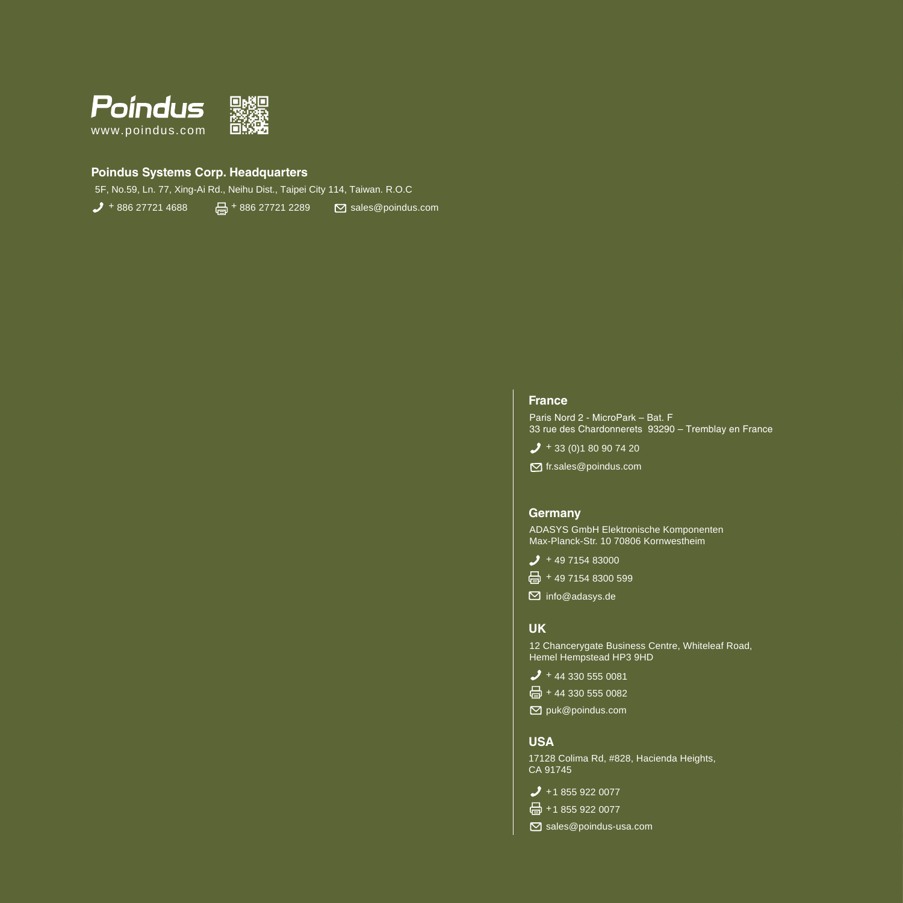**Poindus**
www.poindus.com

## Poindus Systems Corp. Headquarters

5F, No.59, Ln. 77, Xing-Ai Rd., Neihu Dist., Taipei City 114, Taiwan. R.O.C

+ 886 27721 4688　+ 886 27721 2289　sales@poindus.com

### France

Paris Nord 2 - MicroPark – Bat. F
33 rue des Chardonnerets 93290 – Tremblay en France

+ 33 (0)1 80 90 74 20

fr.sales@poindus.com

### Germany

ADASYS GmbH Elektronische Komponenten
Max-Planck-Str. 10 70806 Kornwestheim

+ 49 7154 83000

+ 49 7154 8300 599

info@adasys.de

### UK

12 Chancerygate Business Centre, Whiteleaf Road,
Hemel Hempstead HP3 9HD

+ 44 330 555 0081

+ 44 330 555 0082

puk@poindus.com

### USA

17128 Colima Rd, #828, Hacienda Heights,
CA 91745

+1 855 922 0077

+1 855 922 0077

sales@poindus-usa.com